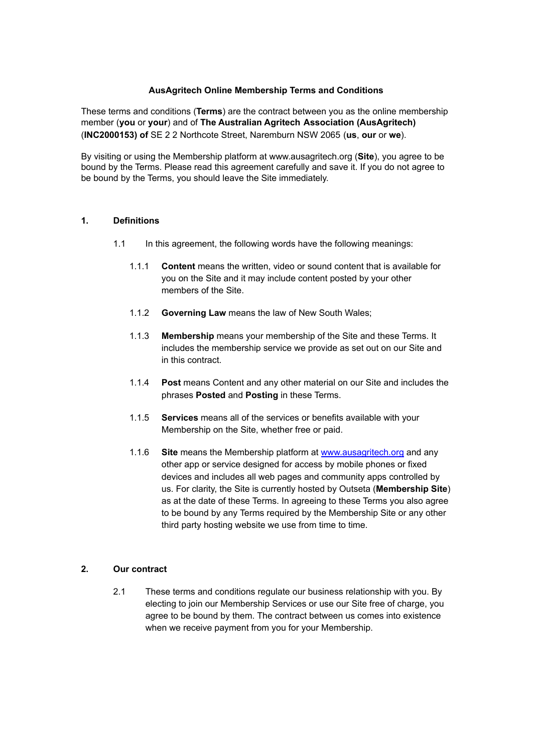# AusAgritech Online Membership Terms and Conditions

These terms and conditions (**Terms**) are the contract between you as the online membership member (**you** or **your**) and of **The Australian Agritech Association (AusAgritech)** (**INC2000153) of** SE 2 2 Northcote Street, Naremburn NSW 2065 (**us**, **our** or **we**).

By visiting or using the Membership platform at www.ausagritech.org (**Site**), you agree to be bound by the Terms. Please read this agreement carefully and save it. If you do not agree to be bound by the Terms, you should leave the Site immediately.

## 1. Definitions

1.1 In this agreement, the following words have the following meanings:

1.1.1 **Content** means the written, video or sound content that is available for you on the Site and it may include content posted by your other members of the Site.

1.1.2 **Governing Law** means the law of New South Wales;

1.1.3 **Membership** means your membership of the Site and these Terms. It includes the membership service we provide as set out on our Site and in this contract.

1.1.4 **Post** means Content and any other material on our Site and includes the phrases **Posted** and **Posting** in these Terms.

1.1.5 **Services** means all of the services or benefits available with your Membership on the Site, whether free or paid.

1.1.6 **Site** means the Membership platform at [www.ausagritech.org](http://www.ausagritech.org) and any other app or service designed for access by mobile phones or fixed devices and includes all web pages and community apps controlled by us. For clarity, the Site is currently hosted by Outseta (**Membership Site**) as at the date of these Terms. In agreeing to these Terms you also agree to be bound by any Terms required by the Membership Site or any other third party hosting website we use from time to time.

## 2. Our contract

2.1 These terms and conditions regulate our business relationship with you. By electing to join our Membership Services or use our Site free of charge, you agree to be bound by them. The contract between us comes into existence when we receive payment from you for your Membership.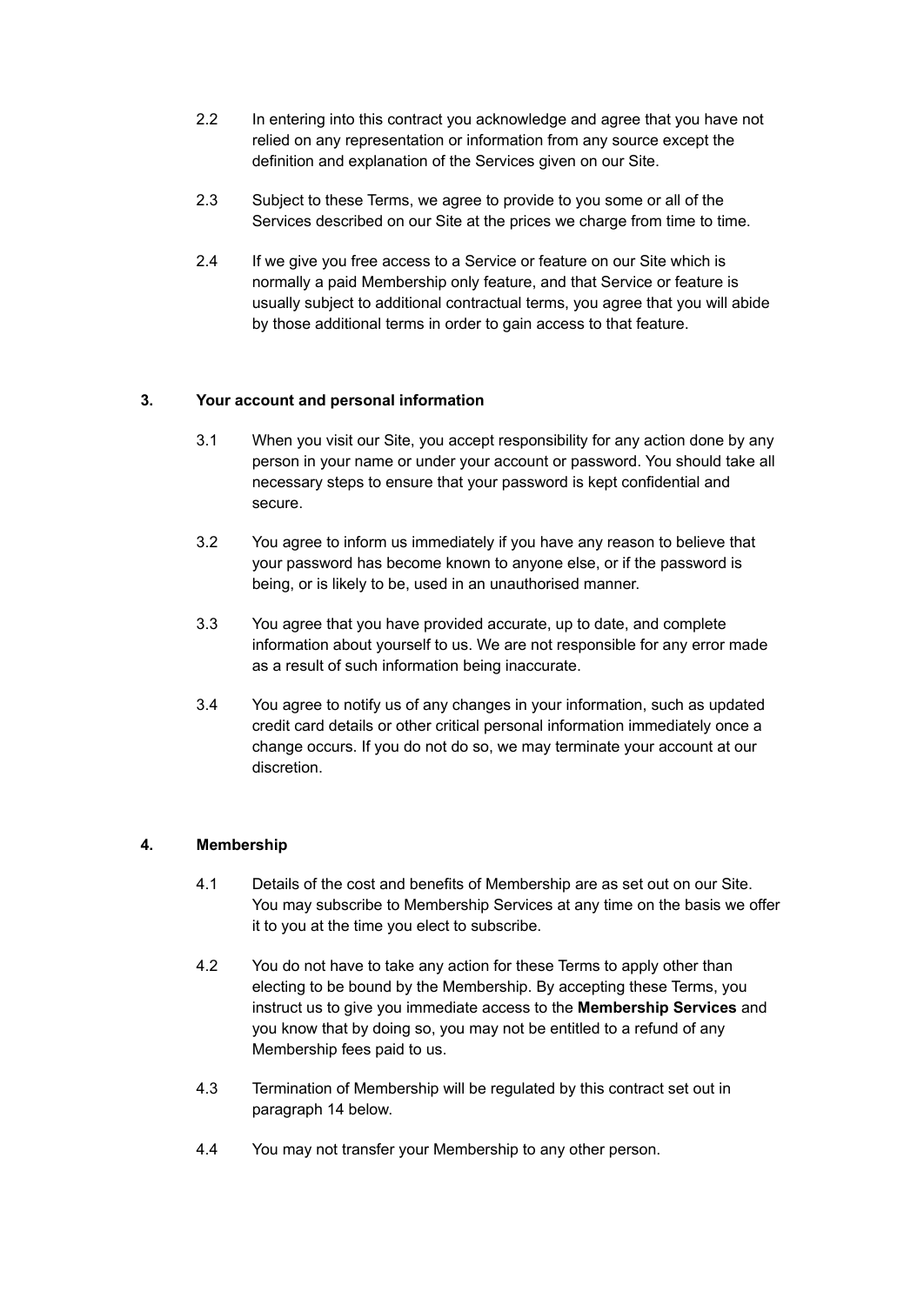2.2 In entering into this contract you acknowledge and agree that you have not relied on any representation or information from any source except the definition and explanation of the Services given on our Site.

2.3 Subject to these Terms, we agree to provide to you some or all of the Services described on our Site at the prices we charge from time to time.

2.4 If we give you free access to a Service or feature on our Site which is normally a paid Membership only feature, and that Service or feature is usually subject to additional contractual terms, you agree that you will abide by those additional terms in order to gain access to that feature.

## 3. Your account and personal information

3.1 When you visit our Site, you accept responsibility for any action done by any person in your name or under your account or password. You should take all necessary steps to ensure that your password is kept confidential and secure.

3.2 You agree to inform us immediately if you have any reason to believe that your password has become known to anyone else, or if the password is being, or is likely to be, used in an unauthorised manner.

3.3 You agree that you have provided accurate, up to date, and complete information about yourself to us. We are not responsible for any error made as a result of such information being inaccurate.

3.4 You agree to notify us of any changes in your information, such as updated credit card details or other critical personal information immediately once a change occurs. If you do not do so, we may terminate your account at our discretion.

## 4. Membership

4.1 Details of the cost and benefits of Membership are as set out on our Site. You may subscribe to Membership Services at any time on the basis we offer it to you at the time you elect to subscribe.

4.2 You do not have to take any action for these Terms to apply other than electing to be bound by the Membership. By accepting these Terms, you instruct us to give you immediate access to the **Membership Services** and you know that by doing so, you may not be entitled to a refund of any Membership fees paid to us.

4.3 Termination of Membership will be regulated by this contract set out in paragraph 14 below.

4.4 You may not transfer your Membership to any other person.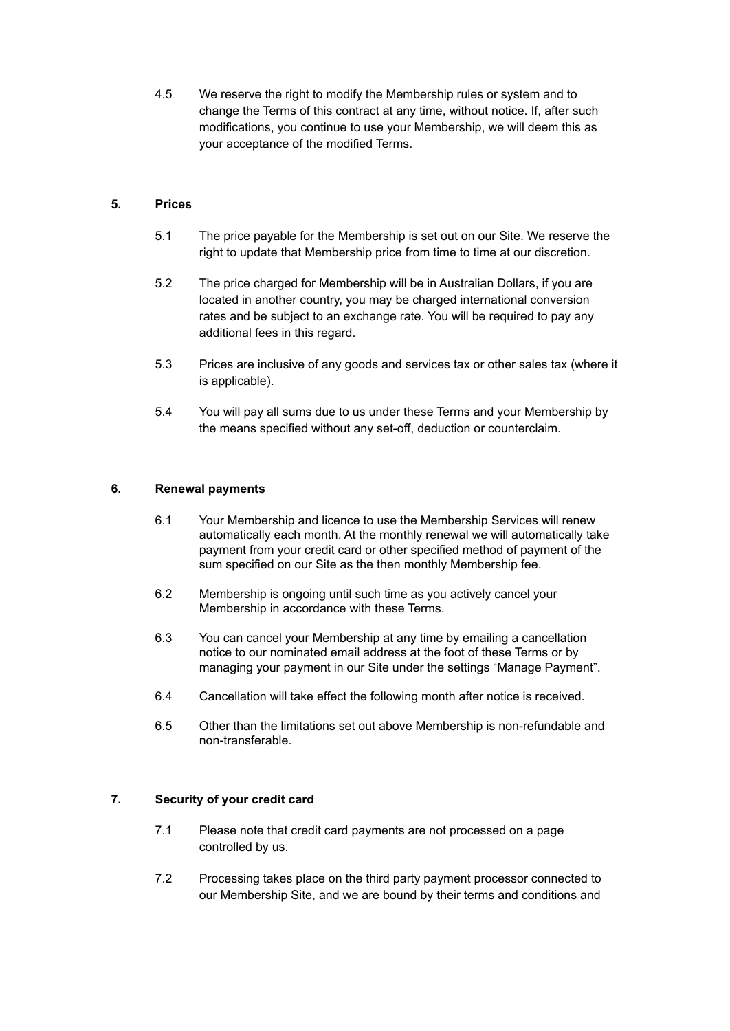4.5 We reserve the right to modify the Membership rules or system and to change the Terms of this contract at any time, without notice. If, after such modifications, you continue to use your Membership, we will deem this as your acceptance of the modified Terms.

## 5. Prices

5.1 The price payable for the Membership is set out on our Site. We reserve the right to update that Membership price from time to time at our discretion.

5.2 The price charged for Membership will be in Australian Dollars, if you are located in another country, you may be charged international conversion rates and be subject to an exchange rate. You will be required to pay any additional fees in this regard.

5.3 Prices are inclusive of any goods and services tax or other sales tax (where it is applicable).

5.4 You will pay all sums due to us under these Terms and your Membership by the means specified without any set-off, deduction or counterclaim.

## 6. Renewal payments

6.1 Your Membership and licence to use the Membership Services will renew automatically each month. At the monthly renewal we will automatically take payment from your credit card or other specified method of payment of the sum specified on our Site as the then monthly Membership fee.

6.2 Membership is ongoing until such time as you actively cancel your Membership in accordance with these Terms.

6.3 You can cancel your Membership at any time by emailing a cancellation notice to our nominated email address at the foot of these Terms or by managing your payment in our Site under the settings "Manage Payment".

6.4 Cancellation will take effect the following month after notice is received.

6.5 Other than the limitations set out above Membership is non-refundable and non-transferable.

## 7. Security of your credit card

7.1 Please note that credit card payments are not processed on a page controlled by us.

7.2 Processing takes place on the third party payment processor connected to our Membership Site, and we are bound by their terms and conditions and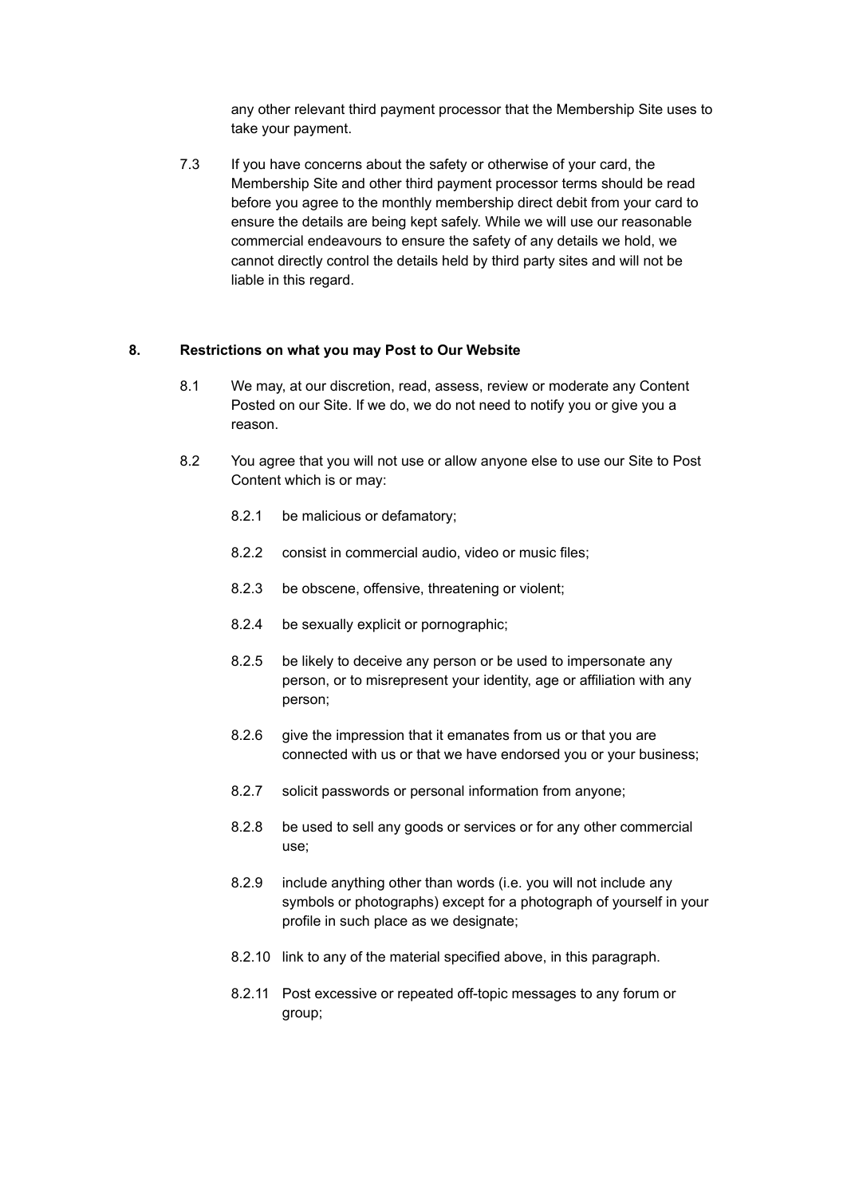any other relevant third payment processor that the Membership Site uses to take your payment.

7.3 If you have concerns about the safety or otherwise of your card, the Membership Site and other third payment processor terms should be read before you agree to the monthly membership direct debit from your card to ensure the details are being kept safely. While we will use our reasonable commercial endeavours to ensure the safety of any details we hold, we cannot directly control the details held by third party sites and will not be liable in this regard.

## 8. Restrictions on what you may Post to Our Website

8.1 We may, at our discretion, read, assess, review or moderate any Content Posted on our Site. If we do, we do not need to notify you or give you a reason.

8.2 You agree that you will not use or allow anyone else to use our Site to Post Content which is or may:

8.2.1 be malicious or defamatory;

8.2.2 consist in commercial audio, video or music files;

8.2.3 be obscene, offensive, threatening or violent;

8.2.4 be sexually explicit or pornographic;

8.2.5 be likely to deceive any person or be used to impersonate any person, or to misrepresent your identity, age or affiliation with any person;

8.2.6 give the impression that it emanates from us or that you are connected with us or that we have endorsed you or your business;

8.2.7 solicit passwords or personal information from anyone;

8.2.8 be used to sell any goods or services or for any other commercial use;

8.2.9 include anything other than words (i.e. you will not include any symbols or photographs) except for a photograph of yourself in your profile in such place as we designate;

8.2.10 link to any of the material specified above, in this paragraph.

8.2.11 Post excessive or repeated off-topic messages to any forum or group;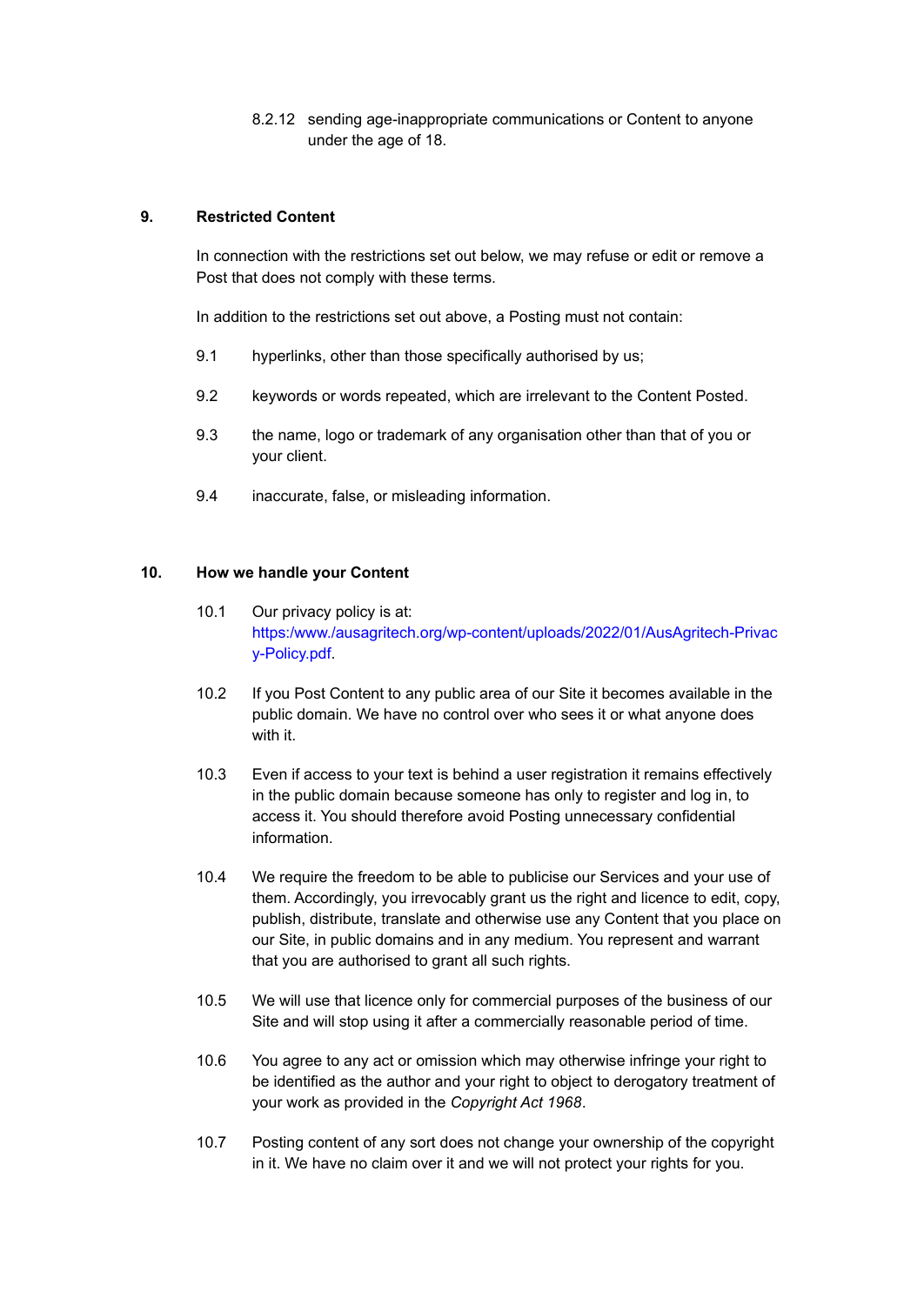8.2.12 sending age-inappropriate communications or Content to anyone under the age of 18.

## 9. Restricted Content

In connection with the restrictions set out below, we may refuse or edit or remove a Post that does not comply with these terms.

In addition to the restrictions set out above, a Posting must not contain:

9.1 hyperlinks, other than those specifically authorised by us;

9.2 keywords or words repeated, which are irrelevant to the Content Posted.

9.3 the name, logo or trademark of any organisation other than that of you or your client.

9.4 inaccurate, false, or misleading information.

## 10. How we handle your Content

10.1 Our privacy policy is at: https:/www./ausagritech.org/wp-content/uploads/2022/01/AusAgritech-Privacy-Policy.pdf.

10.2 If you Post Content to any public area of our Site it becomes available in the public domain. We have no control over who sees it or what anyone does with it.

10.3 Even if access to your text is behind a user registration it remains effectively in the public domain because someone has only to register and log in, to access it. You should therefore avoid Posting unnecessary confidential information.

10.4 We require the freedom to be able to publicise our Services and your use of them. Accordingly, you irrevocably grant us the right and licence to edit, copy, publish, distribute, translate and otherwise use any Content that you place on our Site, in public domains and in any medium. You represent and warrant that you are authorised to grant all such rights.

10.5 We will use that licence only for commercial purposes of the business of our Site and will stop using it after a commercially reasonable period of time.

10.6 You agree to any act or omission which may otherwise infringe your right to be identified as the author and your right to object to derogatory treatment of your work as provided in the *Copyright Act 1968*.

10.7 Posting content of any sort does not change your ownership of the copyright in it. We have no claim over it and we will not protect your rights for you.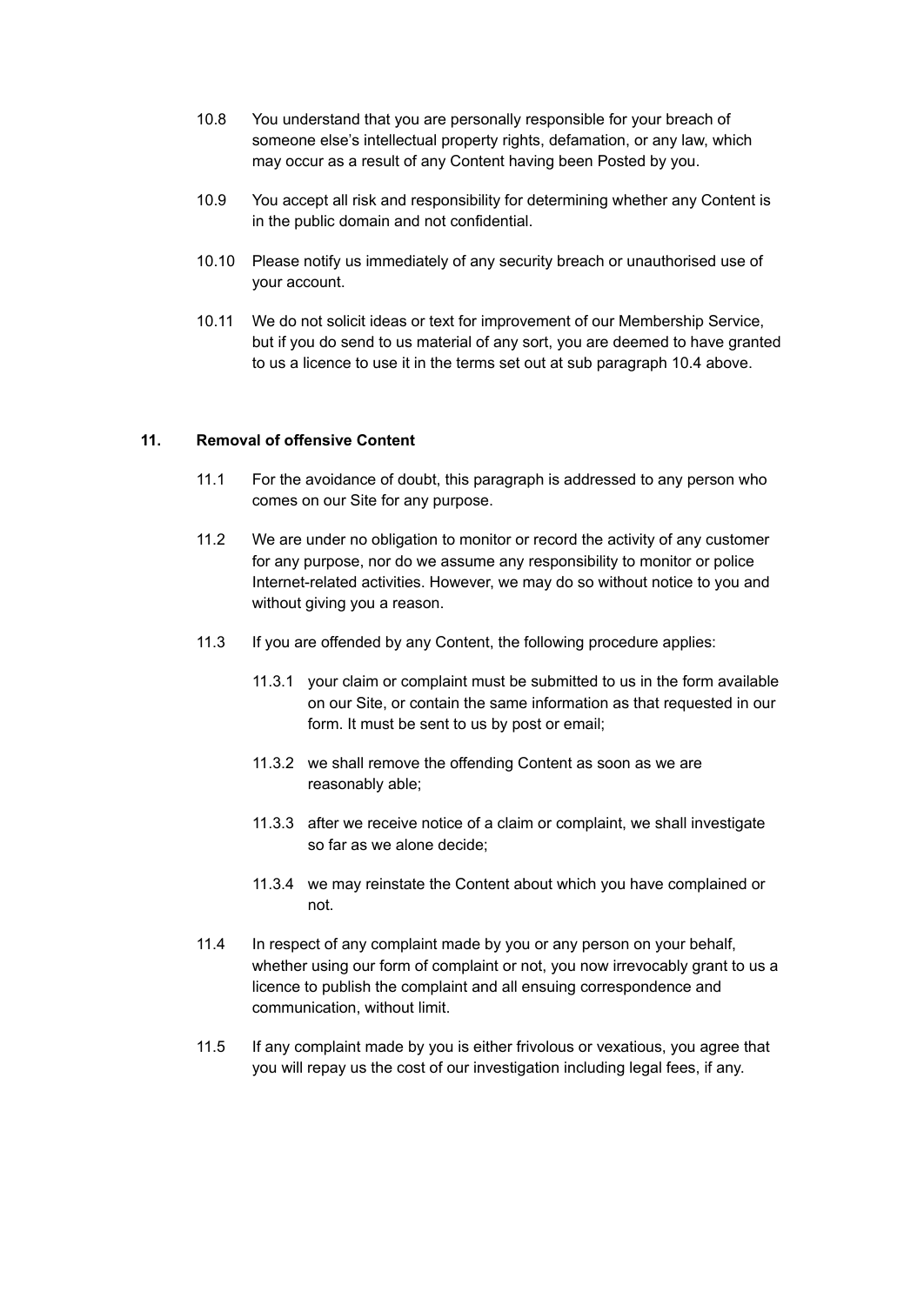10.8 You understand that you are personally responsible for your breach of someone else's intellectual property rights, defamation, or any law, which may occur as a result of any Content having been Posted by you.

10.9 You accept all risk and responsibility for determining whether any Content is in the public domain and not confidential.

10.10 Please notify us immediately of any security breach or unauthorised use of your account.

10.11 We do not solicit ideas or text for improvement of our Membership Service, but if you do send to us material of any sort, you are deemed to have granted to us a licence to use it in the terms set out at sub paragraph 10.4 above.

## 11. Removal of offensive Content

11.1 For the avoidance of doubt, this paragraph is addressed to any person who comes on our Site for any purpose.

11.2 We are under no obligation to monitor or record the activity of any customer for any purpose, nor do we assume any responsibility to monitor or police Internet-related activities. However, we may do so without notice to you and without giving you a reason.

11.3 If you are offended by any Content, the following procedure applies:

11.3.1 your claim or complaint must be submitted to us in the form available on our Site, or contain the same information as that requested in our form. It must be sent to us by post or email;

11.3.2 we shall remove the offending Content as soon as we are reasonably able;

11.3.3 after we receive notice of a claim or complaint, we shall investigate so far as we alone decide;

11.3.4 we may reinstate the Content about which you have complained or not.

11.4 In respect of any complaint made by you or any person on your behalf, whether using our form of complaint or not, you now irrevocably grant to us a licence to publish the complaint and all ensuing correspondence and communication, without limit.

11.5 If any complaint made by you is either frivolous or vexatious, you agree that you will repay us the cost of our investigation including legal fees, if any.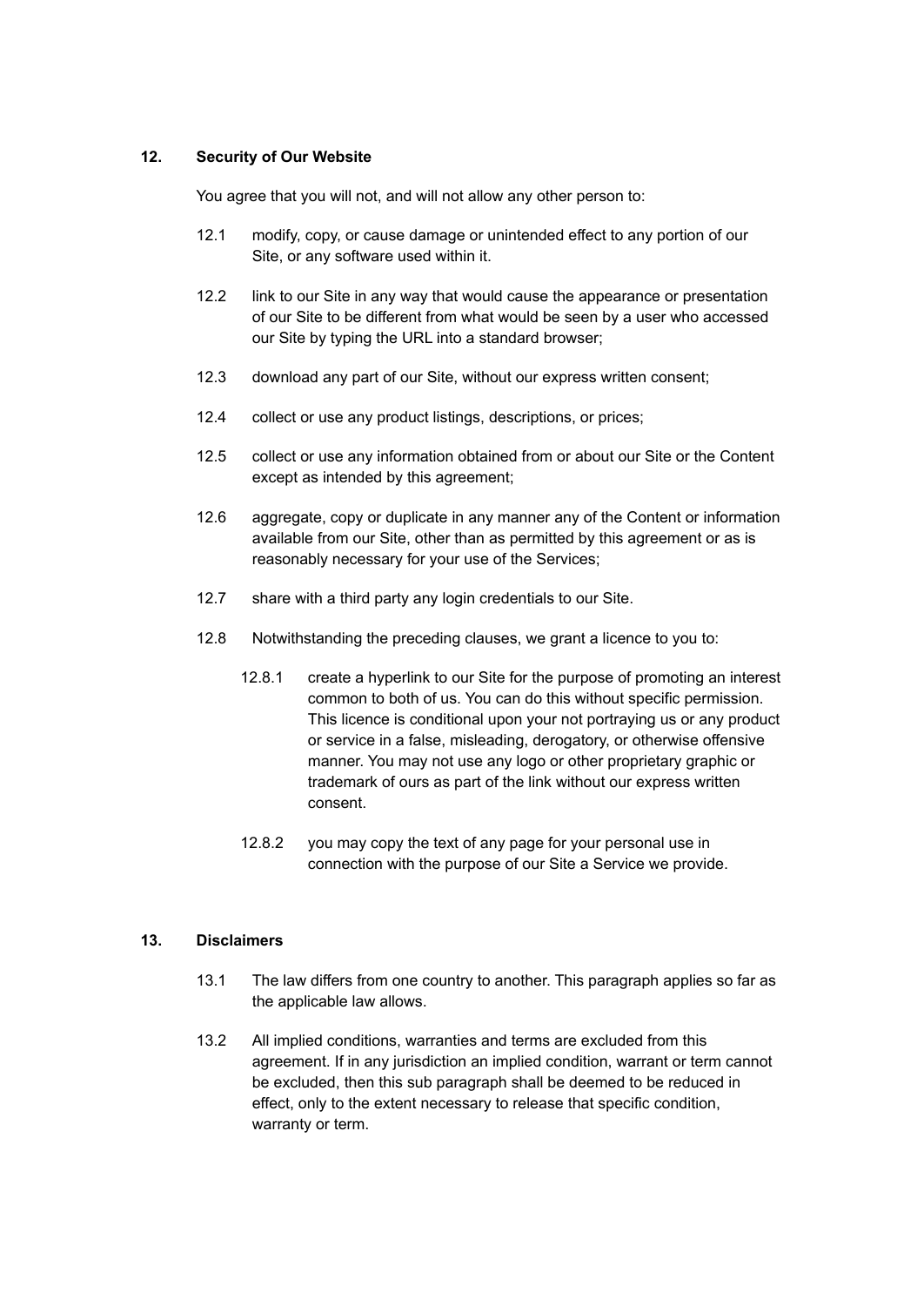## 12. Security of Our Website

You agree that you will not, and will not allow any other person to:

12.1 modify, copy, or cause damage or unintended effect to any portion of our Site, or any software used within it.

12.2 link to our Site in any way that would cause the appearance or presentation of our Site to be different from what would be seen by a user who accessed our Site by typing the URL into a standard browser;

12.3 download any part of our Site, without our express written consent;

12.4 collect or use any product listings, descriptions, or prices;

12.5 collect or use any information obtained from or about our Site or the Content except as intended by this agreement;

12.6 aggregate, copy or duplicate in any manner any of the Content or information available from our Site, other than as permitted by this agreement or as is reasonably necessary for your use of the Services;

12.7 share with a third party any login credentials to our Site.

12.8 Notwithstanding the preceding clauses, we grant a licence to you to:

12.8.1 create a hyperlink to our Site for the purpose of promoting an interest common to both of us. You can do this without specific permission. This licence is conditional upon your not portraying us or any product or service in a false, misleading, derogatory, or otherwise offensive manner. You may not use any logo or other proprietary graphic or trademark of ours as part of the link without our express written consent.

12.8.2 you may copy the text of any page for your personal use in connection with the purpose of our Site a Service we provide.

## 13. Disclaimers

13.1 The law differs from one country to another. This paragraph applies so far as the applicable law allows.

13.2 All implied conditions, warranties and terms are excluded from this agreement. If in any jurisdiction an implied condition, warrant or term cannot be excluded, then this sub paragraph shall be deemed to be reduced in effect, only to the extent necessary to release that specific condition, warranty or term.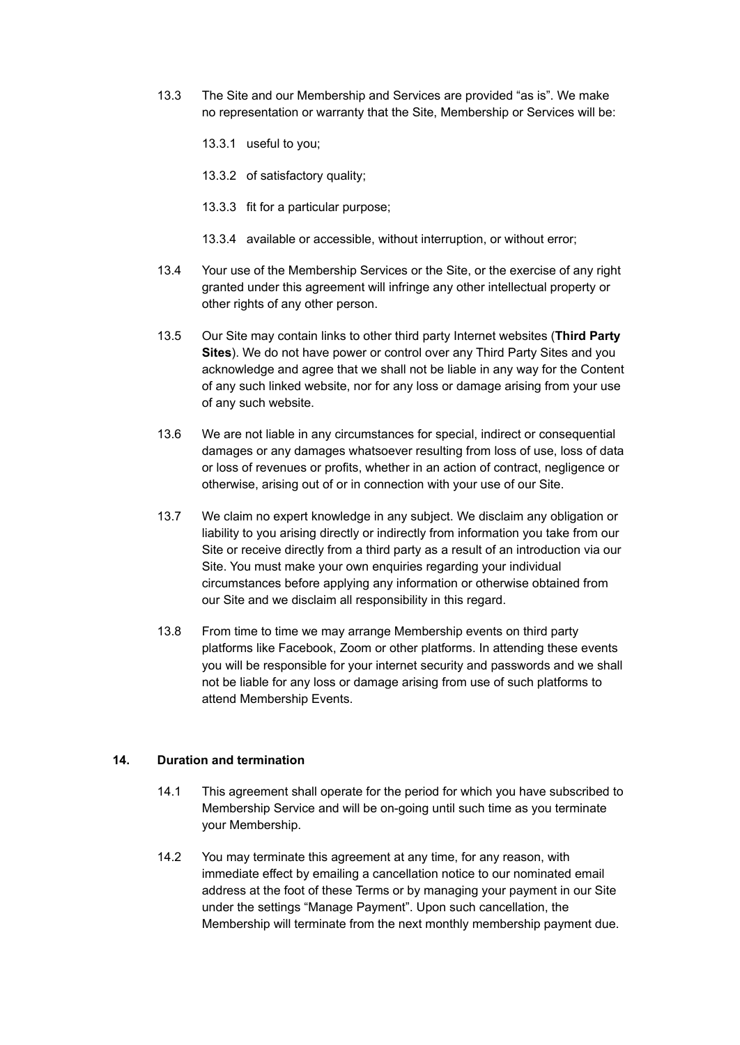13.3 The Site and our Membership and Services are provided "as is". We make no representation or warranty that the Site, Membership or Services will be:

13.3.1 useful to you;

13.3.2 of satisfactory quality;

13.3.3 fit for a particular purpose;

13.3.4 available or accessible, without interruption, or without error;

13.4 Your use of the Membership Services or the Site, or the exercise of any right granted under this agreement will infringe any other intellectual property or other rights of any other person.

13.5 Our Site may contain links to other third party Internet websites (**Third Party Sites**). We do not have power or control over any Third Party Sites and you acknowledge and agree that we shall not be liable in any way for the Content of any such linked website, nor for any loss or damage arising from your use of any such website.

13.6 We are not liable in any circumstances for special, indirect or consequential damages or any damages whatsoever resulting from loss of use, loss of data or loss of revenues or profits, whether in an action of contract, negligence or otherwise, arising out of or in connection with your use of our Site.

13.7 We claim no expert knowledge in any subject. We disclaim any obligation or liability to you arising directly or indirectly from information you take from our Site or receive directly from a third party as a result of an introduction via our Site. You must make your own enquiries regarding your individual circumstances before applying any information or otherwise obtained from our Site and we disclaim all responsibility in this regard.

13.8 From time to time we may arrange Membership events on third party platforms like Facebook, Zoom or other platforms. In attending these events you will be responsible for your internet security and passwords and we shall not be liable for any loss or damage arising from use of such platforms to attend Membership Events.

## 14. Duration and termination

14.1 This agreement shall operate for the period for which you have subscribed to Membership Service and will be on-going until such time as you terminate your Membership.

14.2 You may terminate this agreement at any time, for any reason, with immediate effect by emailing a cancellation notice to our nominated email address at the foot of these Terms or by managing your payment in our Site under the settings "Manage Payment". Upon such cancellation, the Membership will terminate from the next monthly membership payment due.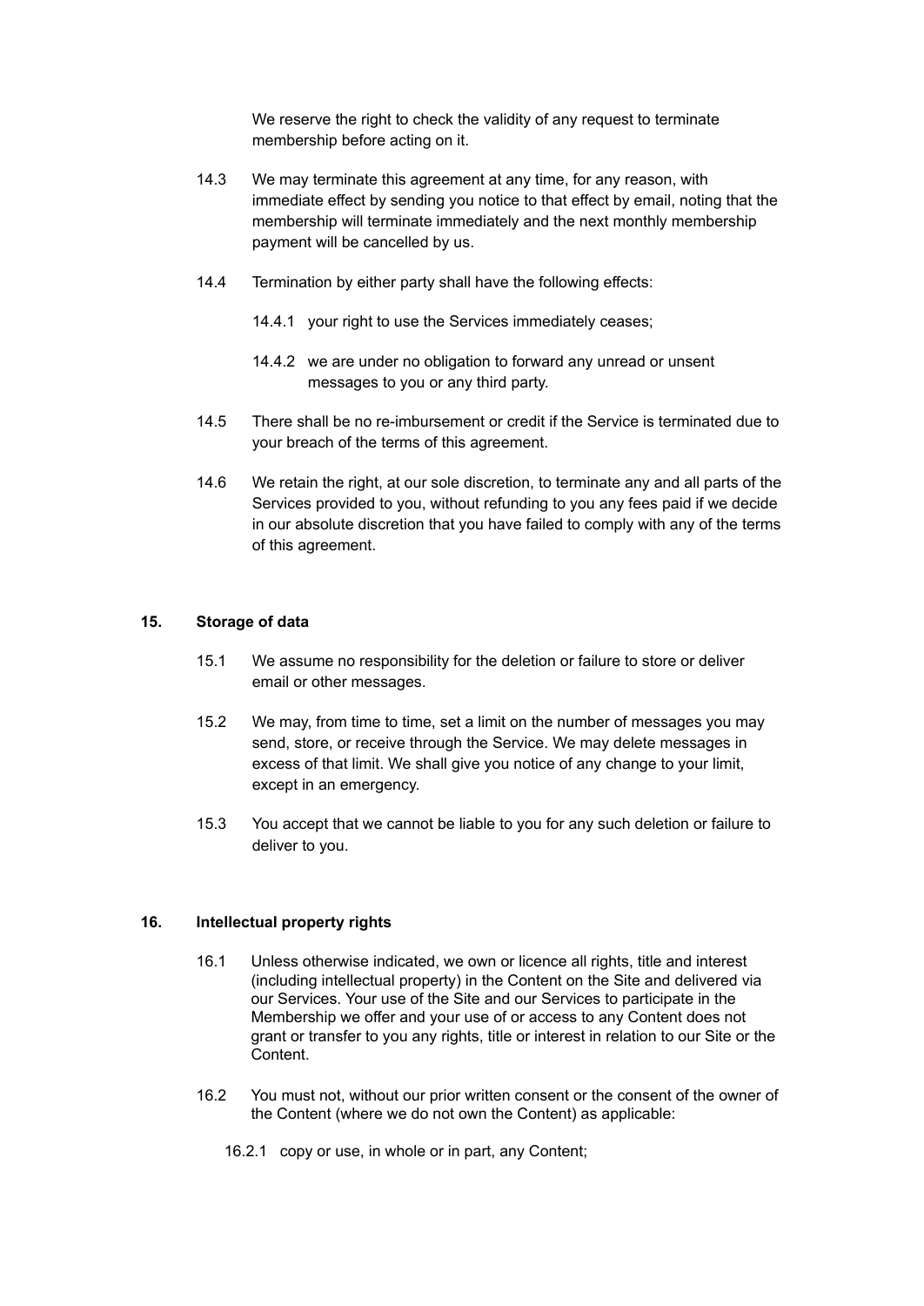We reserve the right to check the validity of any request to terminate membership before acting on it.

14.3 We may terminate this agreement at any time, for any reason, with immediate effect by sending you notice to that effect by email, noting that the membership will terminate immediately and the next monthly membership payment will be cancelled by us.

14.4 Termination by either party shall have the following effects:

14.4.1 your right to use the Services immediately ceases;

14.4.2 we are under no obligation to forward any unread or unsent messages to you or any third party.

14.5 There shall be no re-imbursement or credit if the Service is terminated due to your breach of the terms of this agreement.

14.6 We retain the right, at our sole discretion, to terminate any and all parts of the Services provided to you, without refunding to you any fees paid if we decide in our absolute discretion that you have failed to comply with any of the terms of this agreement.

## 15. Storage of data

15.1 We assume no responsibility for the deletion or failure to store or deliver email or other messages.

15.2 We may, from time to time, set a limit on the number of messages you may send, store, or receive through the Service. We may delete messages in excess of that limit. We shall give you notice of any change to your limit, except in an emergency.

15.3 You accept that we cannot be liable to you for any such deletion or failure to deliver to you.

## 16. Intellectual property rights

16.1 Unless otherwise indicated, we own or licence all rights, title and interest (including intellectual property) in the Content on the Site and delivered via our Services. Your use of the Site and our Services to participate in the Membership we offer and your use of or access to any Content does not grant or transfer to you any rights, title or interest in relation to our Site or the Content.

16.2 You must not, without our prior written consent or the consent of the owner of the Content (where we do not own the Content) as applicable:

16.2.1 copy or use, in whole or in part, any Content;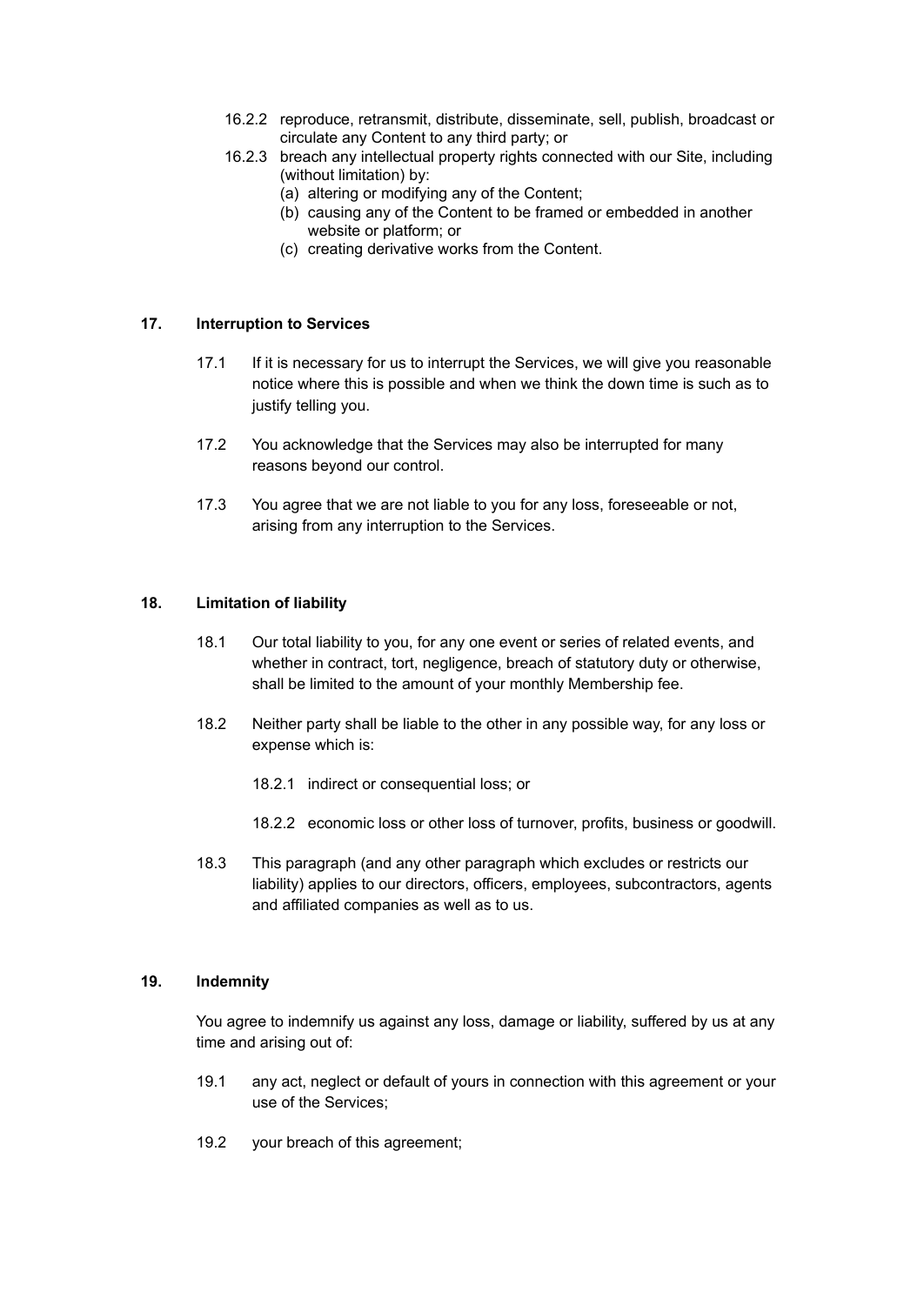16.2.2 reproduce, retransmit, distribute, disseminate, sell, publish, broadcast or circulate any Content to any third party; or

16.2.3 breach any intellectual property rights connected with our Site, including (without limitation) by:

(a) altering or modifying any of the Content;

(b) causing any of the Content to be framed or embedded in another website or platform; or

(c) creating derivative works from the Content.

## 17. Interruption to Services

17.1 If it is necessary for us to interrupt the Services, we will give you reasonable notice where this is possible and when we think the down time is such as to justify telling you.

17.2 You acknowledge that the Services may also be interrupted for many reasons beyond our control.

17.3 You agree that we are not liable to you for any loss, foreseeable or not, arising from any interruption to the Services.

## 18. Limitation of liability

18.1 Our total liability to you, for any one event or series of related events, and whether in contract, tort, negligence, breach of statutory duty or otherwise, shall be limited to the amount of your monthly Membership fee.

18.2 Neither party shall be liable to the other in any possible way, for any loss or expense which is:

18.2.1 indirect or consequential loss; or

18.2.2 economic loss or other loss of turnover, profits, business or goodwill.

18.3 This paragraph (and any other paragraph which excludes or restricts our liability) applies to our directors, officers, employees, subcontractors, agents and affiliated companies as well as to us.

## 19. Indemnity

You agree to indemnify us against any loss, damage or liability, suffered by us at any time and arising out of:

19.1 any act, neglect or default of yours in connection with this agreement or your use of the Services;

19.2 your breach of this agreement;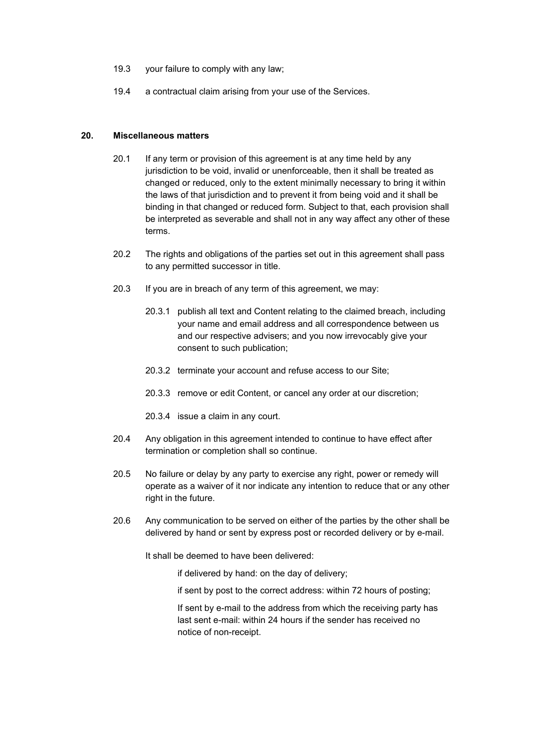19.3 your failure to comply with any law;

19.4 a contractual claim arising from your use of the Services.

## 20. Miscellaneous matters

20.1 If any term or provision of this agreement is at any time held by any jurisdiction to be void, invalid or unenforceable, then it shall be treated as changed or reduced, only to the extent minimally necessary to bring it within the laws of that jurisdiction and to prevent it from being void and it shall be binding in that changed or reduced form. Subject to that, each provision shall be interpreted as severable and shall not in any way affect any other of these terms.

20.2 The rights and obligations of the parties set out in this agreement shall pass to any permitted successor in title.

20.3 If you are in breach of any term of this agreement, we may:

20.3.1 publish all text and Content relating to the claimed breach, including your name and email address and all correspondence between us and our respective advisers; and you now irrevocably give your consent to such publication;

20.3.2 terminate your account and refuse access to our Site;

20.3.3 remove or edit Content, or cancel any order at our discretion;

20.3.4 issue a claim in any court.

20.4 Any obligation in this agreement intended to continue to have effect after termination or completion shall so continue.

20.5 No failure or delay by any party to exercise any right, power or remedy will operate as a waiver of it nor indicate any intention to reduce that or any other right in the future.

20.6 Any communication to be served on either of the parties by the other shall be delivered by hand or sent by express post or recorded delivery or by e-mail.

It shall be deemed to have been delivered:

if delivered by hand: on the day of delivery;

if sent by post to the correct address: within 72 hours of posting;

If sent by e-mail to the address from which the receiving party has last sent e-mail: within 24 hours if the sender has received no notice of non-receipt.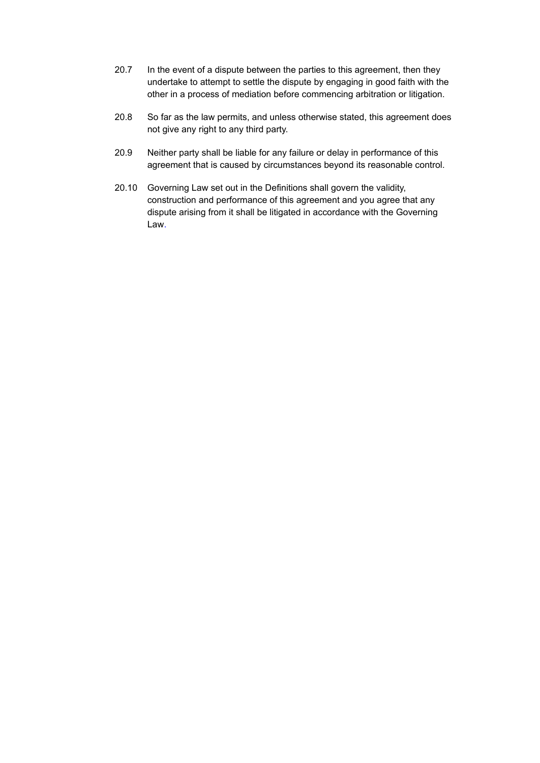20.7 In the event of a dispute between the parties to this agreement, then they undertake to attempt to settle the dispute by engaging in good faith with the other in a process of mediation before commencing arbitration or litigation.

20.8 So far as the law permits, and unless otherwise stated, this agreement does not give any right to any third party.

20.9 Neither party shall be liable for any failure or delay in performance of this agreement that is caused by circumstances beyond its reasonable control.

20.10 Governing Law set out in the Definitions shall govern the validity, construction and performance of this agreement and you agree that any dispute arising from it shall be litigated in accordance with the Governing Law.